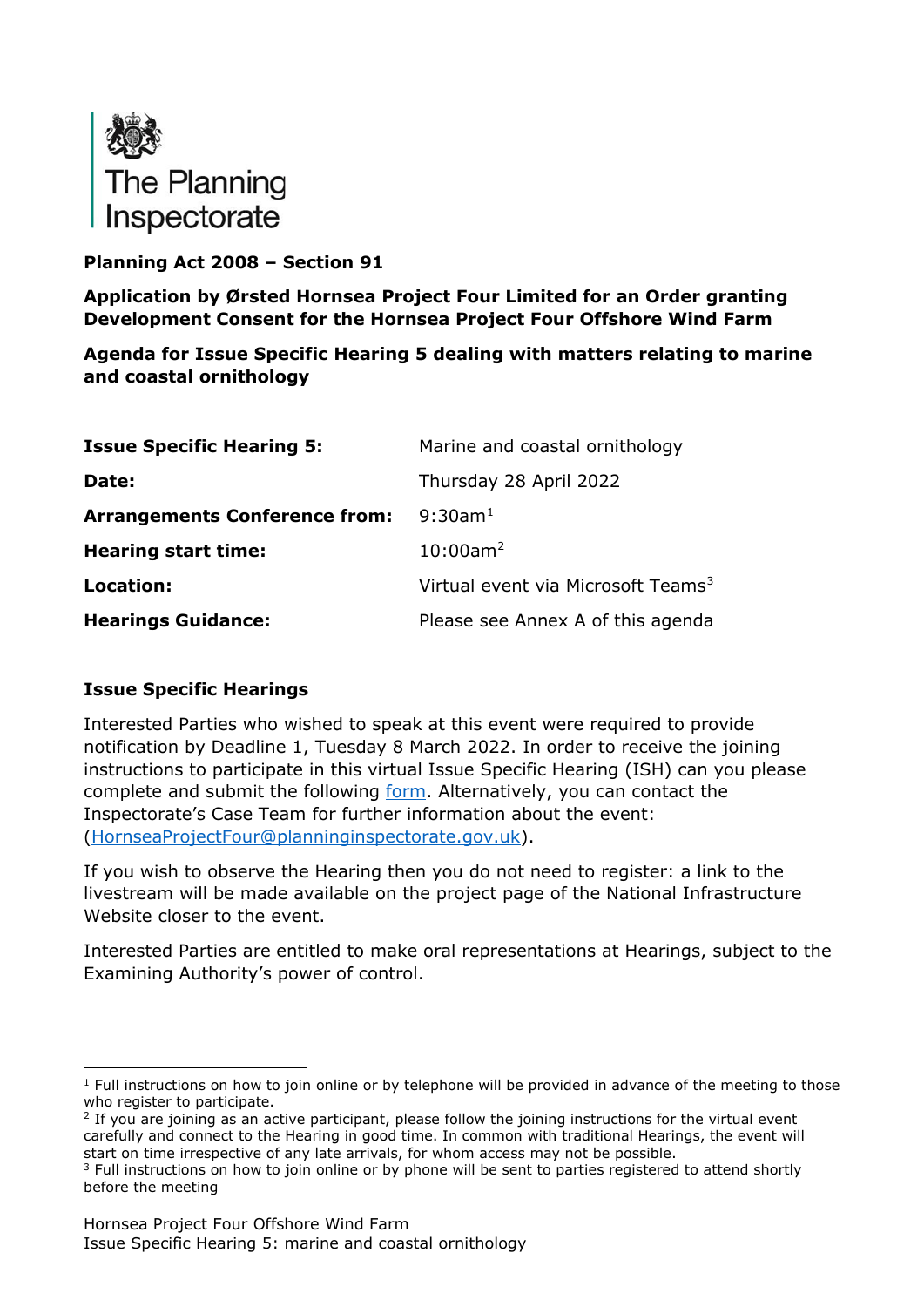The Planning Inspectorate

**Planning Act 2008 – Section 91**

**Application by Ørsted Hornsea Project Four Limited for an Order granting Development Consent for the Hornsea Project Four Offshore Wind Farm**

**Agenda for Issue Specific Hearing 5 dealing with matters relating to marine and coastal ornithology**

| | |
|---|---|
| **Issue Specific Hearing 5:** | Marine and coastal ornithology |
| **Date:** | Thursday 28 April 2022 |
| **Arrangements Conference from:** | 9:30am[1] |
| **Hearing start time:** | 10:00am[2] |
| **Location:** | Virtual event via Microsoft Teams[3] |
| **Hearings Guidance:** | Please see Annex A of this agenda |

## Issue Specific Hearings

Interested Parties who wished to speak at this event were required to provide notification by Deadline 1, Tuesday 8 March 2022. In order to receive the joining instructions to participate in this virtual Issue Specific Hearing (ISH) can you please complete and submit the following [form](). Alternatively, you can contact the Inspectorate's Case Team for further information about the event: ([HornseaProjectFour@planninginspectorate.gov.uk](mailto:HornseaProjectFour@planninginspectorate.gov.uk)).

If you wish to observe the Hearing then you do not need to register: a link to the livestream will be made available on the project page of the National Infrastructure Website closer to the event.

Interested Parties are entitled to make oral representations at Hearings, subject to the Examining Authority's power of control.

---

[1] Full instructions on how to join online or by telephone will be provided in advance of the meeting to those who register to participate.

[2] If you are joining as an active participant, please follow the joining instructions for the virtual event carefully and connect to the Hearing in good time. In common with traditional Hearings, the event will start on time irrespective of any late arrivals, for whom access may not be possible.

[3] Full instructions on how to join online or by phone will be sent to parties registered to attend shortly before the meeting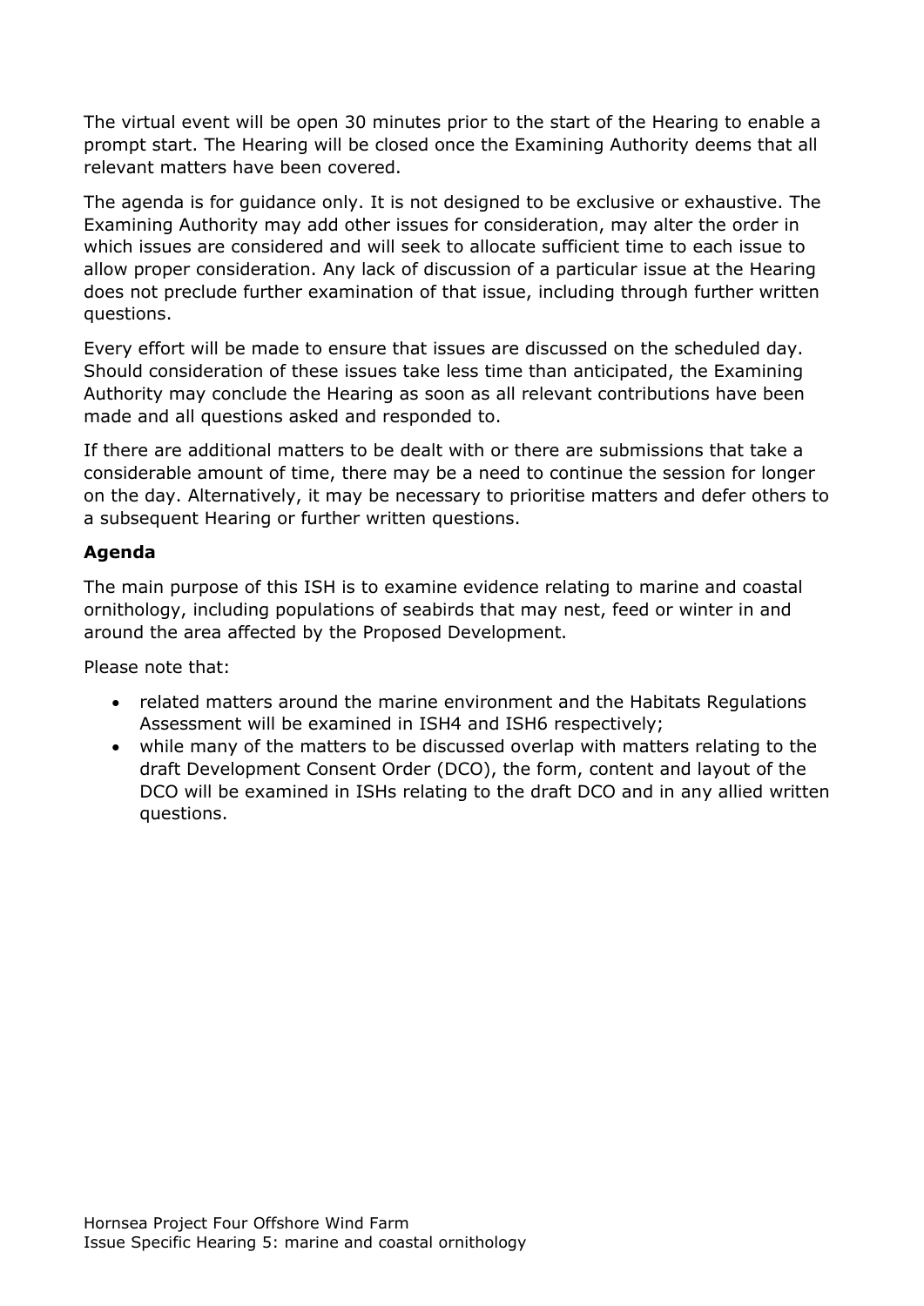The virtual event will be open 30 minutes prior to the start of the Hearing to enable a prompt start. The Hearing will be closed once the Examining Authority deems that all relevant matters have been covered.

The agenda is for guidance only. It is not designed to be exclusive or exhaustive. The Examining Authority may add other issues for consideration, may alter the order in which issues are considered and will seek to allocate sufficient time to each issue to allow proper consideration. Any lack of discussion of a particular issue at the Hearing does not preclude further examination of that issue, including through further written questions.

Every effort will be made to ensure that issues are discussed on the scheduled day. Should consideration of these issues take less time than anticipated, the Examining Authority may conclude the Hearing as soon as all relevant contributions have been made and all questions asked and responded to.

If there are additional matters to be dealt with or there are submissions that take a considerable amount of time, there may be a need to continue the session for longer on the day. Alternatively, it may be necessary to prioritise matters and defer others to a subsequent Hearing or further written questions.

**Agenda**

The main purpose of this ISH is to examine evidence relating to marine and coastal ornithology, including populations of seabirds that may nest, feed or winter in and around the area affected by the Proposed Development.

Please note that:

- related matters around the marine environment and the Habitats Regulations Assessment will be examined in ISH4 and ISH6 respectively;
- while many of the matters to be discussed overlap with matters relating to the draft Development Consent Order (DCO), the form, content and layout of the DCO will be examined in ISHs relating to the draft DCO and in any allied written questions.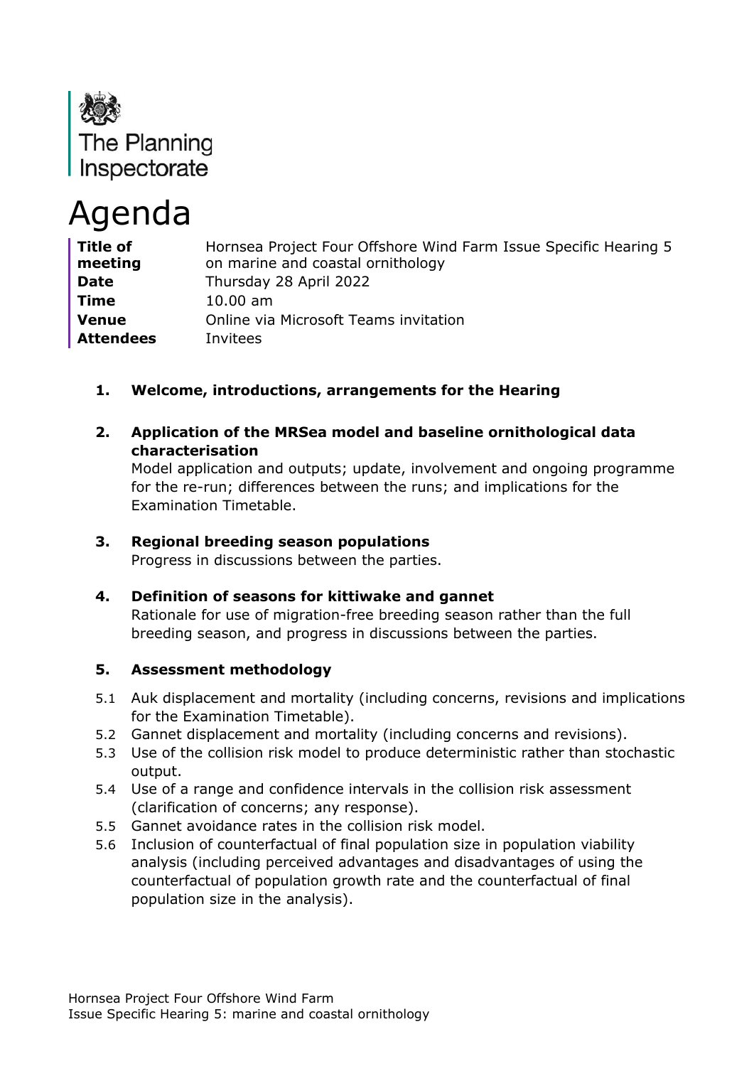The Planning Inspectorate

# Agenda

| | |
|---|---|
| **Title of meeting** | Hornsea Project Four Offshore Wind Farm Issue Specific Hearing 5 on marine and coastal ornithology |
| **Date** | Thursday 28 April 2022 |
| **Time** | 10.00 am |
| **Venue** | Online via Microsoft Teams invitation |
| **Attendees** | Invitees |

**1. Welcome, introductions, arrangements for the Hearing**

**2. Application of the MRSea model and baseline ornithological data characterisation**

Model application and outputs; update, involvement and ongoing programme for the re-run; differences between the runs; and implications for the Examination Timetable.

**3. Regional breeding season populations**

Progress in discussions between the parties.

**4. Definition of seasons for kittiwake and gannet**

Rationale for use of migration-free breeding season rather than the full breeding season, and progress in discussions between the parties.

**5. Assessment methodology**

5.1 Auk displacement and mortality (including concerns, revisions and implications for the Examination Timetable).

5.2 Gannet displacement and mortality (including concerns and revisions).

5.3 Use of the collision risk model to produce deterministic rather than stochastic output.

5.4 Use of a range and confidence intervals in the collision risk assessment (clarification of concerns; any response).

5.5 Gannet avoidance rates in the collision risk model.

5.6 Inclusion of counterfactual of final population size in population viability analysis (including perceived advantages and disadvantages of using the counterfactual of population growth rate and the counterfactual of final population size in the analysis).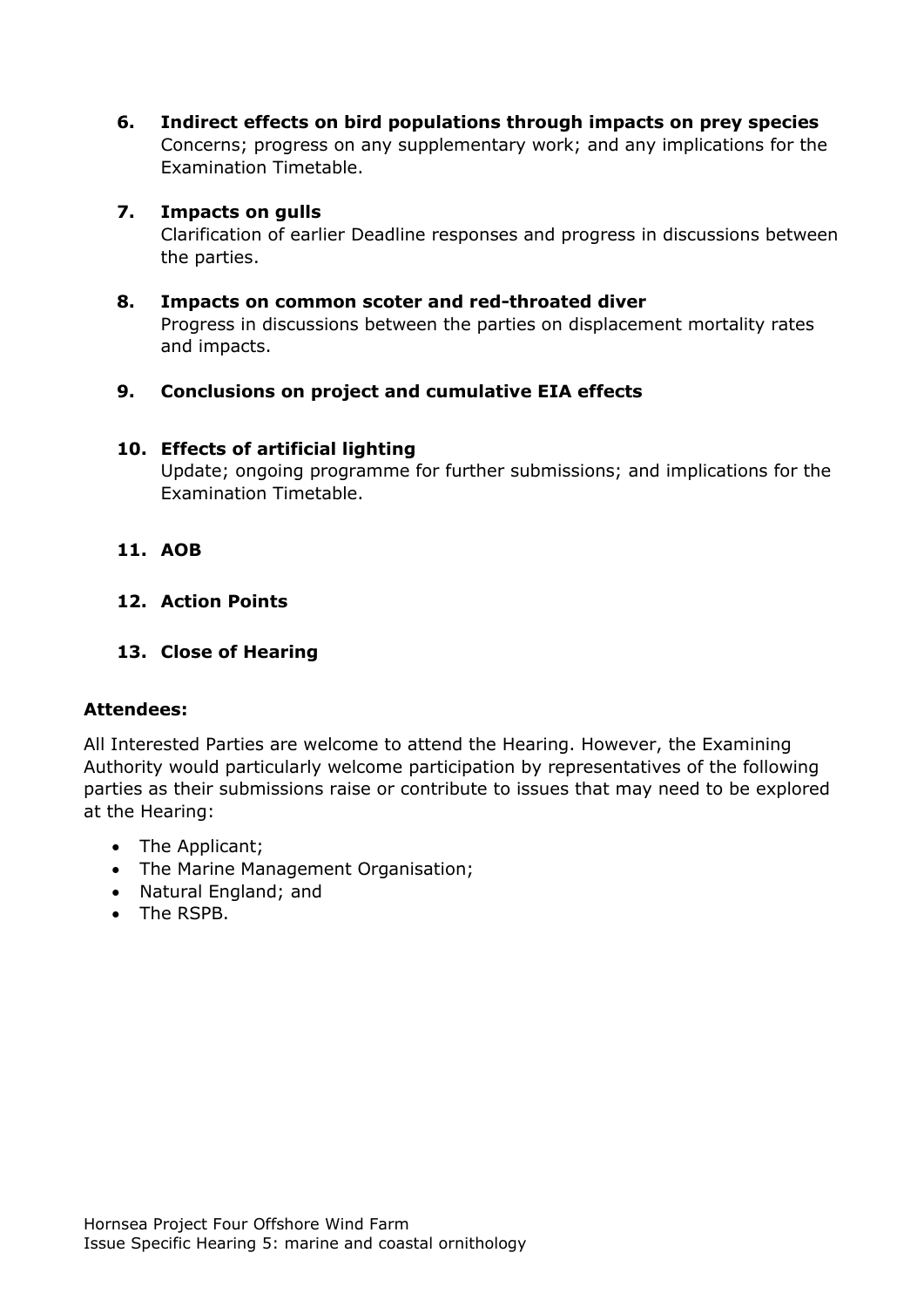6. **Indirect effects on bird populations through impacts on prey species**
   Concerns; progress on any supplementary work; and any implications for the Examination Timetable.

7. **Impacts on gulls**
   Clarification of earlier Deadline responses and progress in discussions between the parties.

8. **Impacts on common scoter and red-throated diver**
   Progress in discussions between the parties on displacement mortality rates and impacts.

9. **Conclusions on project and cumulative EIA effects**

10. **Effects of artificial lighting**
    Update; ongoing programme for further submissions; and implications for the Examination Timetable.

11. **AOB**

12. **Action Points**

13. **Close of Hearing**

**Attendees:**

All Interested Parties are welcome to attend the Hearing. However, the Examining Authority would particularly welcome participation by representatives of the following parties as their submissions raise or contribute to issues that may need to be explored at the Hearing:

- The Applicant;
- The Marine Management Organisation;
- Natural England; and
- The RSPB.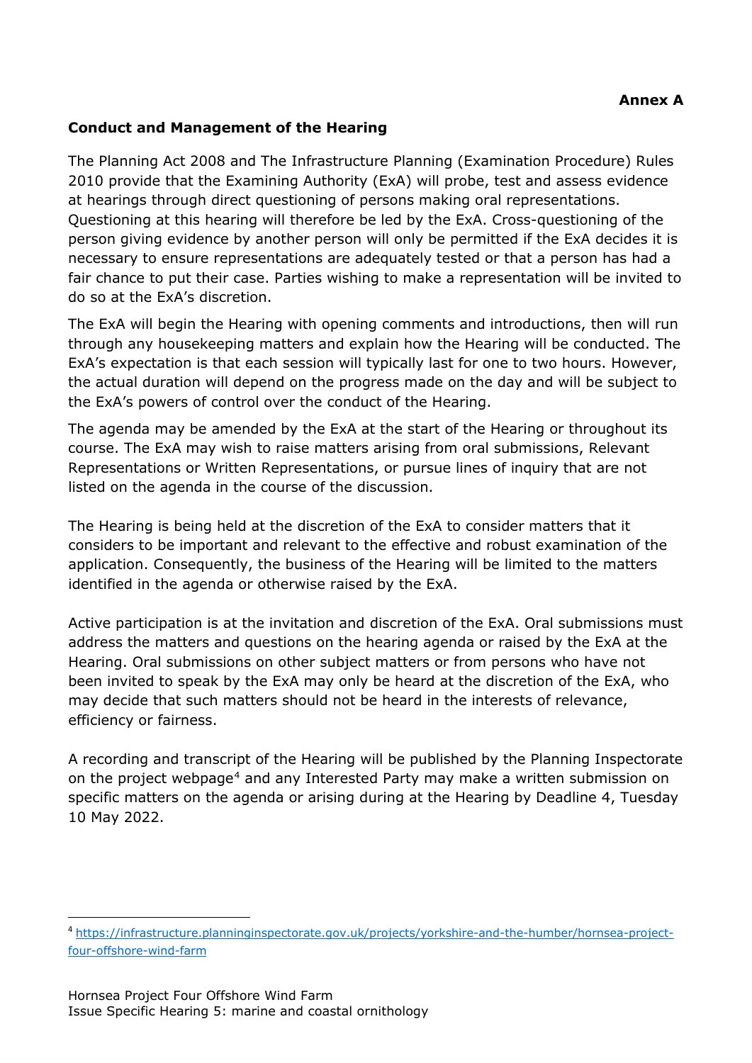**Annex A**

**Conduct and Management of the Hearing**

The Planning Act 2008 and The Infrastructure Planning (Examination Procedure) Rules 2010 provide that the Examining Authority (ExA) will probe, test and assess evidence at hearings through direct questioning of persons making oral representations. Questioning at this hearing will therefore be led by the ExA. Cross-questioning of the person giving evidence by another person will only be permitted if the ExA decides it is necessary to ensure representations are adequately tested or that a person has had a fair chance to put their case. Parties wishing to make a representation will be invited to do so at the ExA's discretion.

The ExA will begin the Hearing with opening comments and introductions, then will run through any housekeeping matters and explain how the Hearing will be conducted. The ExA's expectation is that each session will typically last for one to two hours. However, the actual duration will depend on the progress made on the day and will be subject to the ExA's powers of control over the conduct of the Hearing.

The agenda may be amended by the ExA at the start of the Hearing or throughout its course. The ExA may wish to raise matters arising from oral submissions, Relevant Representations or Written Representations, or pursue lines of inquiry that are not listed on the agenda in the course of the discussion.

The Hearing is being held at the discretion of the ExA to consider matters that it considers to be important and relevant to the effective and robust examination of the application. Consequently, the business of the Hearing will be limited to the matters identified in the agenda or otherwise raised by the ExA.

Active participation is at the invitation and discretion of the ExA. Oral submissions must address the matters and questions on the hearing agenda or raised by the ExA at the Hearing. Oral submissions on other subject matters or from persons who have not been invited to speak by the ExA may only be heard at the discretion of the ExA, who may decide that such matters should not be heard in the interests of relevance, efficiency or fairness.

A recording and transcript of the Hearing will be published by the Planning Inspectorate on the project webpage[4] and any Interested Party may make a written submission on specific matters on the agenda or arising during at the Hearing by Deadline 4, Tuesday 10 May 2022.

---

[4] https://infrastructure.planninginspectorate.gov.uk/projects/yorkshire-and-the-humber/hornsea-project-four-offshore-wind-farm